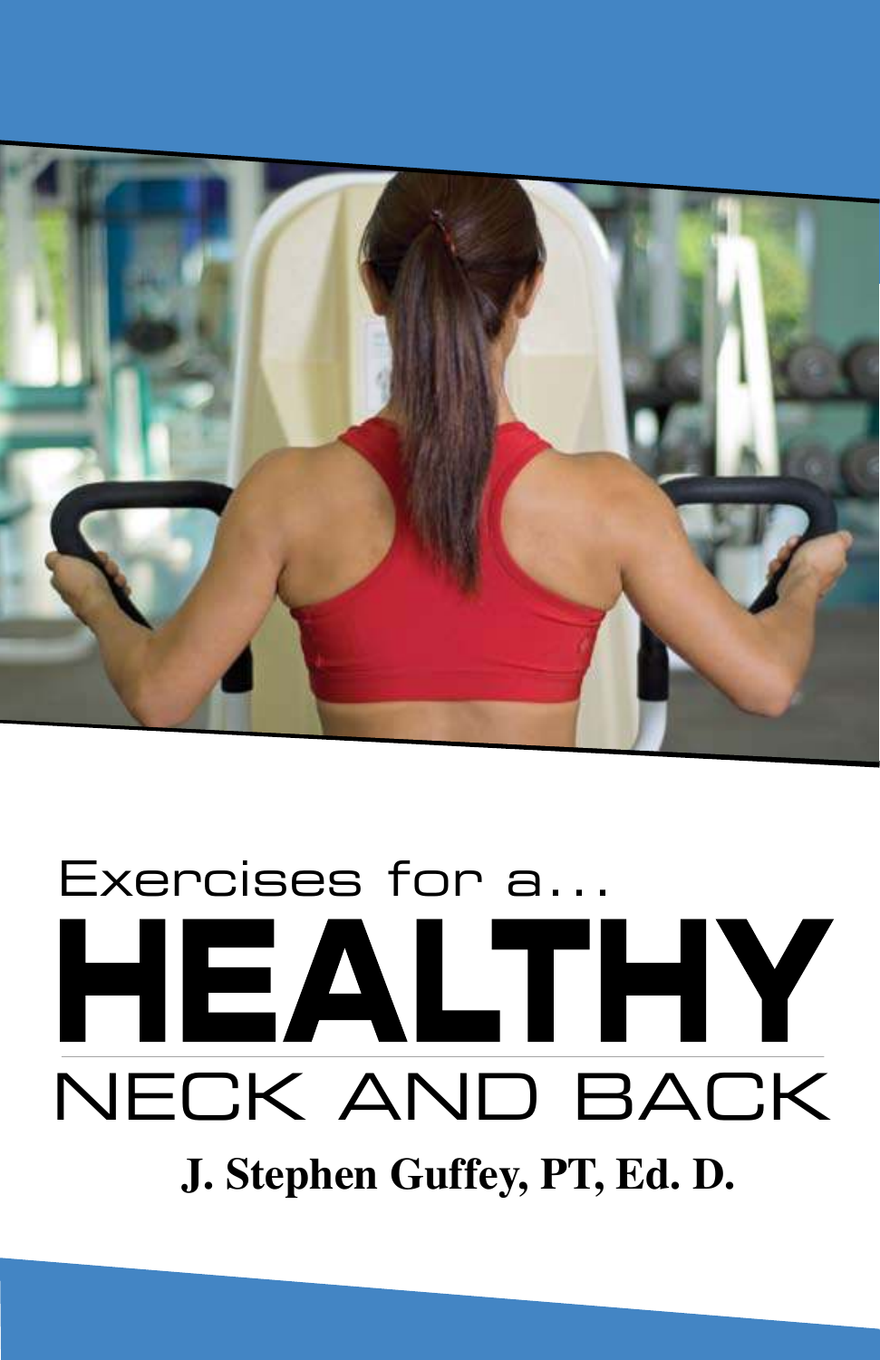Exercises for a...

# HEALTHY NECK AND BACK

**J. Stephen Guffey, PT, Ed. D.**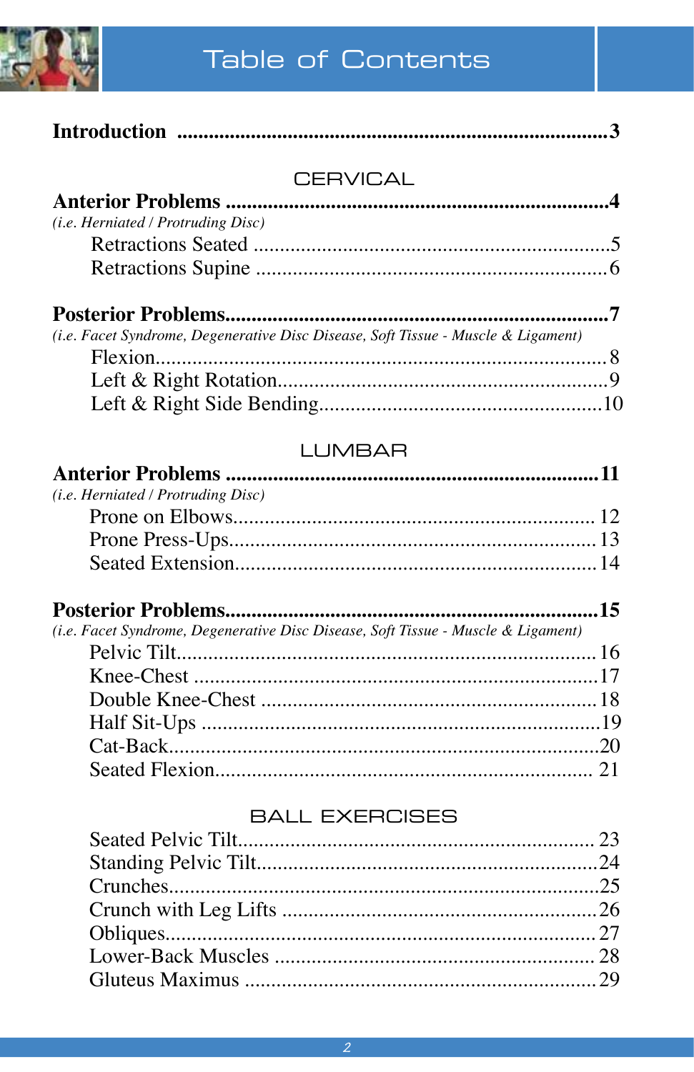# Table of Contents

**Introduction** ........................................ 3

## CERVICAL

**Anterior Problems** ........................................ 4
*(i.e. Herniated / Protruding Disc)*

- Retractions Seated ........................................ 5
- Retractions Supine ........................................ 6

**Posterior Problems** ........................................ 7
*(i.e. Facet Syndrome, Degenerative Disc Disease, Soft Tissue - Muscle & Ligament)*

- Flexion ........................................ 8
- Left & Right Rotation ........................................ 9
- Left & Right Side Bending ........................................ 10

## LUMBAR

**Anterior Problems** ........................................ 11
*(i.e. Herniated / Protruding Disc)*

- Prone on Elbows ........................................ 12
- Prone Press-Ups ........................................ 13
- Seated Extension ........................................ 14

**Posterior Problems** ........................................ 15
*(i.e. Facet Syndrome, Degenerative Disc Disease, Soft Tissue - Muscle & Ligament)*

- Pelvic Tilt ........................................ 16
- Knee-Chest ........................................ 17
- Double Knee-Chest ........................................ 18
- Half Sit-Ups ........................................ 19
- Cat-Back ........................................ 20
- Seated Flexion ........................................ 21

## BALL EXERCISES

- Seated Pelvic Tilt ........................................ 23
- Standing Pelvic Tilt ........................................ 24
- Crunches ........................................ 25
- Crunch with Leg Lifts ........................................ 26
- Obliques ........................................ 27
- Lower-Back Muscles ........................................ 28
- Gluteus Maximus ........................................ 29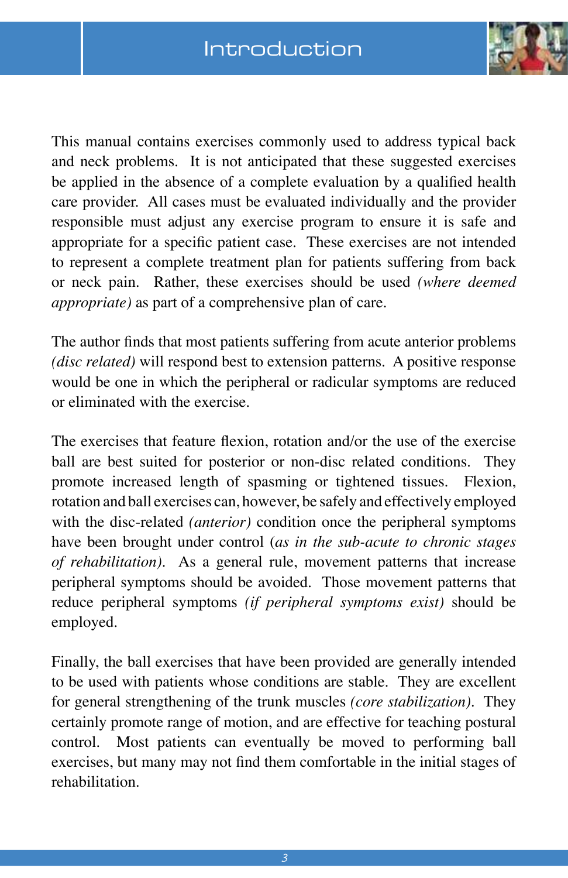# Introduction

This manual contains exercises commonly used to address typical back and neck problems. It is not anticipated that these suggested exercises be applied in the absence of a complete evaluation by a qualified health care provider. All cases must be evaluated individually and the provider responsible must adjust any exercise program to ensure it is safe and appropriate for a specific patient case. These exercises are not intended to represent a complete treatment plan for patients suffering from back or neck pain. Rather, these exercises should be used *(where deemed appropriate)* as part of a comprehensive plan of care.

The author finds that most patients suffering from acute anterior problems *(disc related)* will respond best to extension patterns. A positive response would be one in which the peripheral or radicular symptoms are reduced or eliminated with the exercise.

The exercises that feature flexion, rotation and/or the use of the exercise ball are best suited for posterior or non-disc related conditions. They promote increased length of spasming or tightened tissues. Flexion, rotation and ball exercises can, however, be safely and effectively employed with the disc-related *(anterior)* condition once the peripheral symptoms have been brought under control (*as in the sub-acute to chronic stages of rehabilitation).* As a general rule, movement patterns that increase peripheral symptoms should be avoided. Those movement patterns that reduce peripheral symptoms *(if peripheral symptoms exist)* should be employed.

Finally, the ball exercises that have been provided are generally intended to be used with patients whose conditions are stable. They are excellent for general strengthening of the trunk muscles *(core stabilization).* They certainly promote range of motion, and are effective for teaching postural control. Most patients can eventually be moved to performing ball exercises, but many may not find them comfortable in the initial stages of rehabilitation.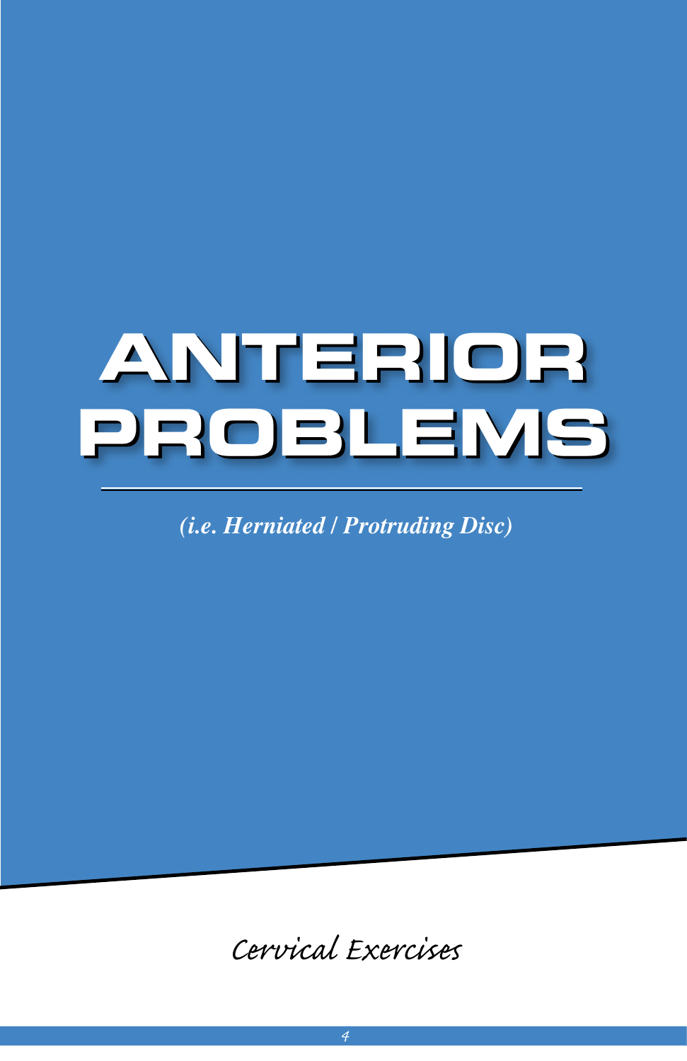# ANTERIOR PROBLEMS

*(i.e. Herniated / Protruding Disc)*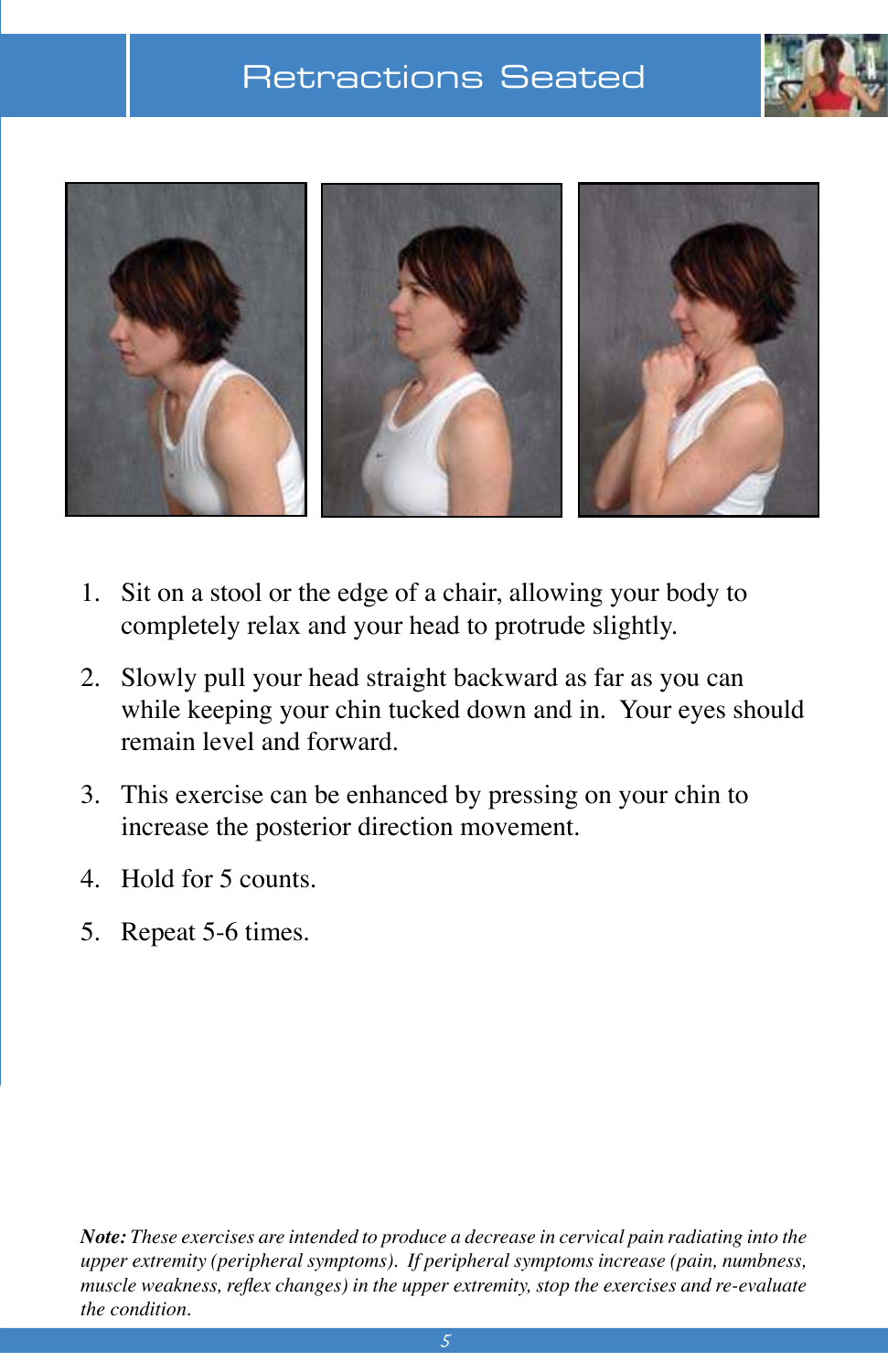# Retractions Seated

1. Sit on a stool or the edge of a chair, allowing your body to completely relax and your head to protrude slightly.
2. Slowly pull your head straight backward as far as you can while keeping your chin tucked down and in. Your eyes should remain level and forward.
3. This exercise can be enhanced by pressing on your chin to increase the posterior direction movement.
4. Hold for 5 counts.
5. Repeat 5-6 times.

***Note:*** *These exercises are intended to produce a decrease in cervical pain radiating into the upper extremity (peripheral symptoms). If peripheral symptoms increase (pain, numbness, muscle weakness, reflex changes) in the upper extremity, stop the exercises and re-evaluate the condition.*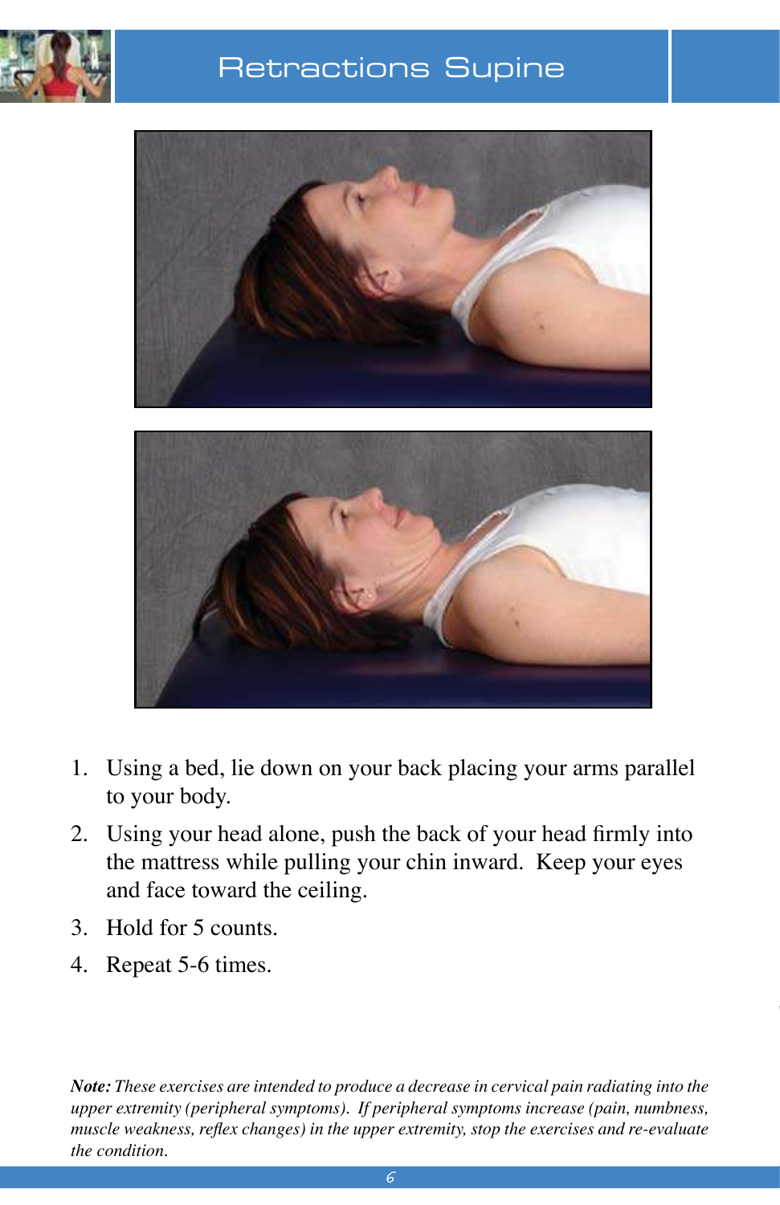# Retractions Supine

1. Using a bed, lie down on your back placing your arms parallel to your body.
2. Using your head alone, push the back of your head firmly into the mattress while pulling your chin inward. Keep your eyes and face toward the ceiling.
3. Hold for 5 counts.
4. Repeat 5-6 times.

***Note:*** *These exercises are intended to produce a decrease in cervical pain radiating into the upper extremity (peripheral symptoms). If peripheral symptoms increase (pain, numbness, muscle weakness, reflex changes) in the upper extremity, stop the exercises and re-evaluate the condition.*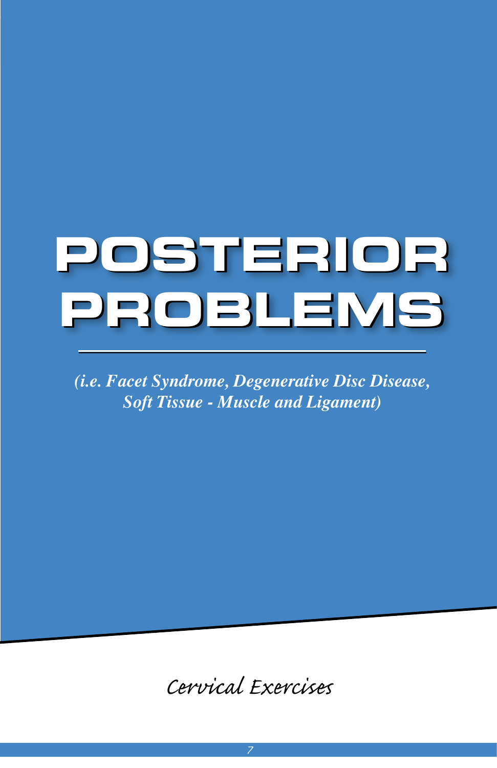# POSTERIOR PROBLEMS

*(i.e. Facet Syndrome, Degenerative Disc Disease, Soft Tissue - Muscle and Ligament)*

Cervical Exercises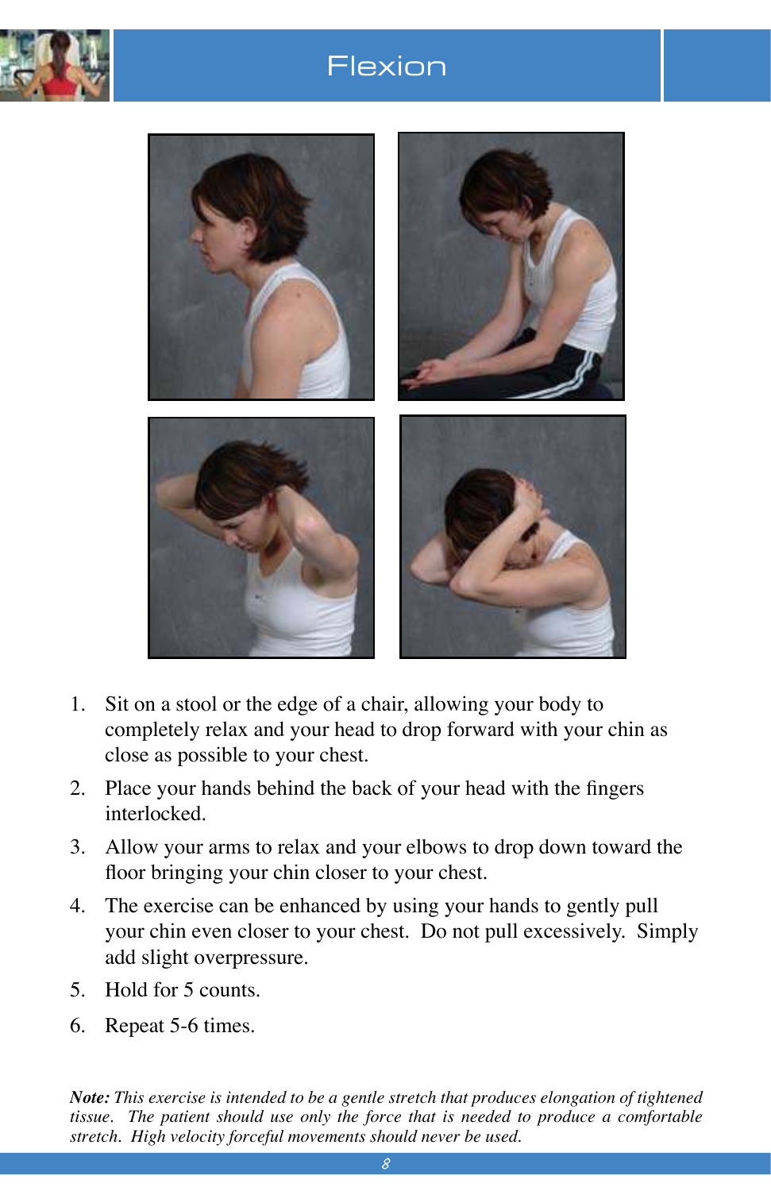# Flexion

1. Sit on a stool or the edge of a chair, allowing your body to completely relax and your head to drop forward with your chin as close as possible to your chest.
2. Place your hands behind the back of your head with the fingers interlocked.
3. Allow your arms to relax and your elbows to drop down toward the floor bringing your chin closer to your chest.
4. The exercise can be enhanced by using your hands to gently pull your chin even closer to your chest. Do not pull excessively. Simply add slight overpressure.
5. Hold for 5 counts.
6. Repeat 5-6 times.

***Note:*** *This exercise is intended to be a gentle stretch that produces elongation of tightened tissue. The patient should use only the force that is needed to produce a comfortable stretch. High velocity forceful movements should never be used.*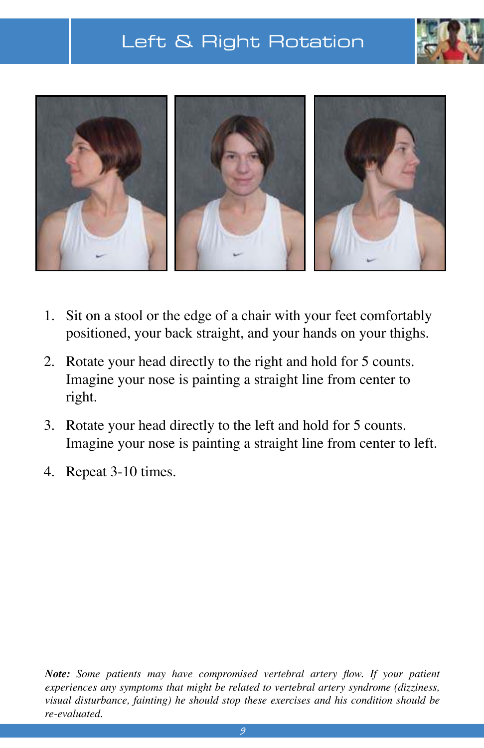# Left & Right Rotation

1. Sit on a stool or the edge of a chair with your feet comfortably positioned, your back straight, and your hands on your thighs.
2. Rotate your head directly to the right and hold for 5 counts. Imagine your nose is painting a straight line from center to right.
3. Rotate your head directly to the left and hold for 5 counts. Imagine your nose is painting a straight line from center to left.
4. Repeat 3-10 times.

***Note:*** *Some patients may have compromised vertebral artery flow. If your patient experiences any symptoms that might be related to vertebral artery syndrome (dizziness, visual disturbance, fainting) he should stop these exercises and his condition should be re-evaluated.*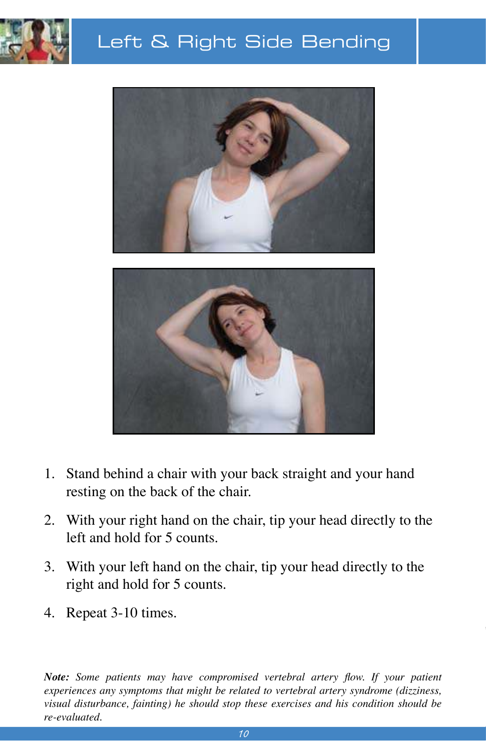# Left & Right Side Bending

1. Stand behind a chair with your back straight and your hand resting on the back of the chair.

2. With your right hand on the chair, tip your head directly to the left and hold for 5 counts.

3. With your left hand on the chair, tip your head directly to the right and hold for 5 counts.

4. Repeat 3-10 times.

***Note:*** *Some patients may have compromised vertebral artery flow. If your patient experiences any symptoms that might be related to vertebral artery syndrome (dizziness, visual disturbance, fainting) he should stop these exercises and his condition should be re-evaluated.*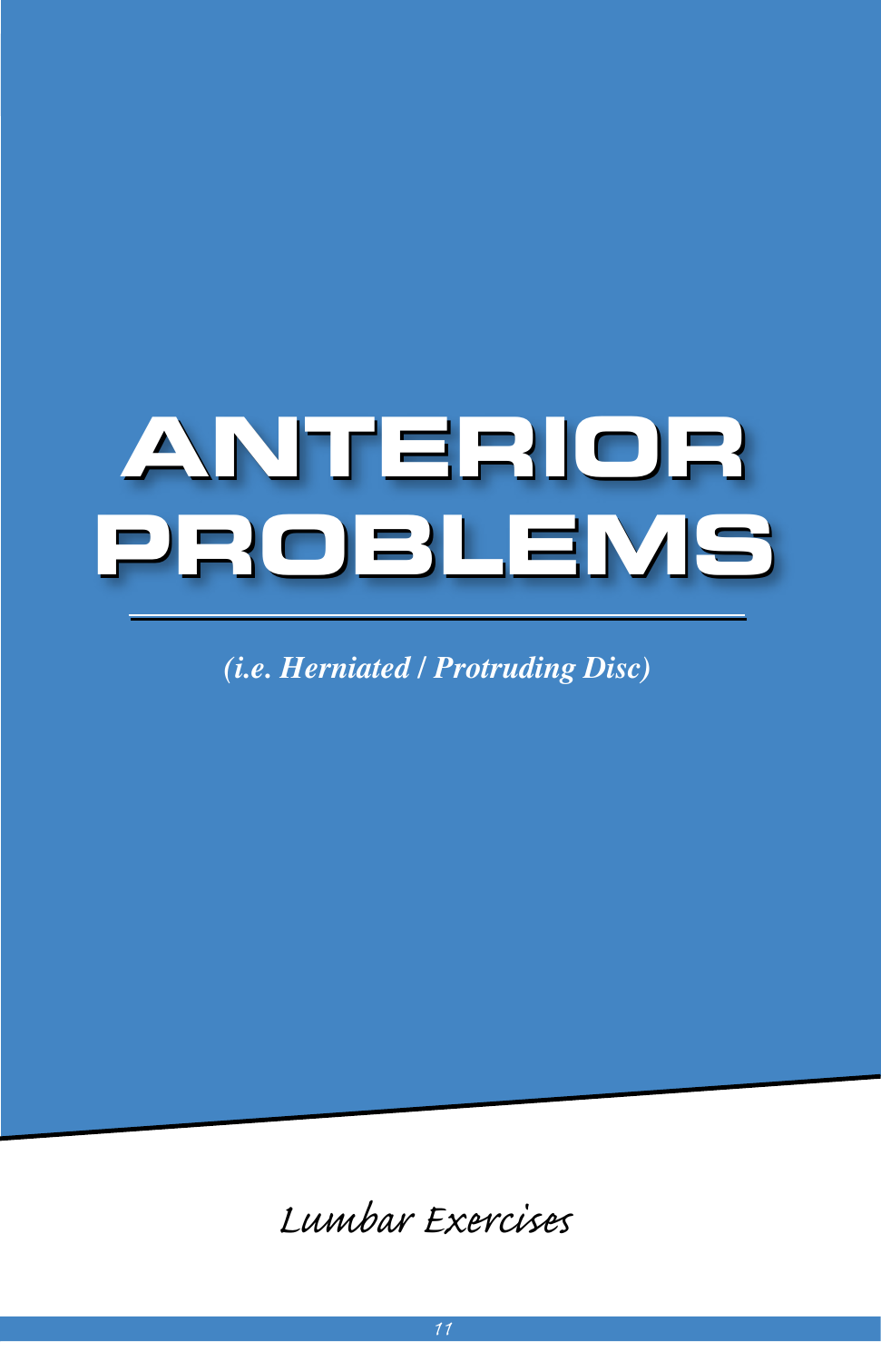# ANTERIOR PROBLEMS

*(i.e. Herniated / Protruding Disc)*

Lumbar Exercises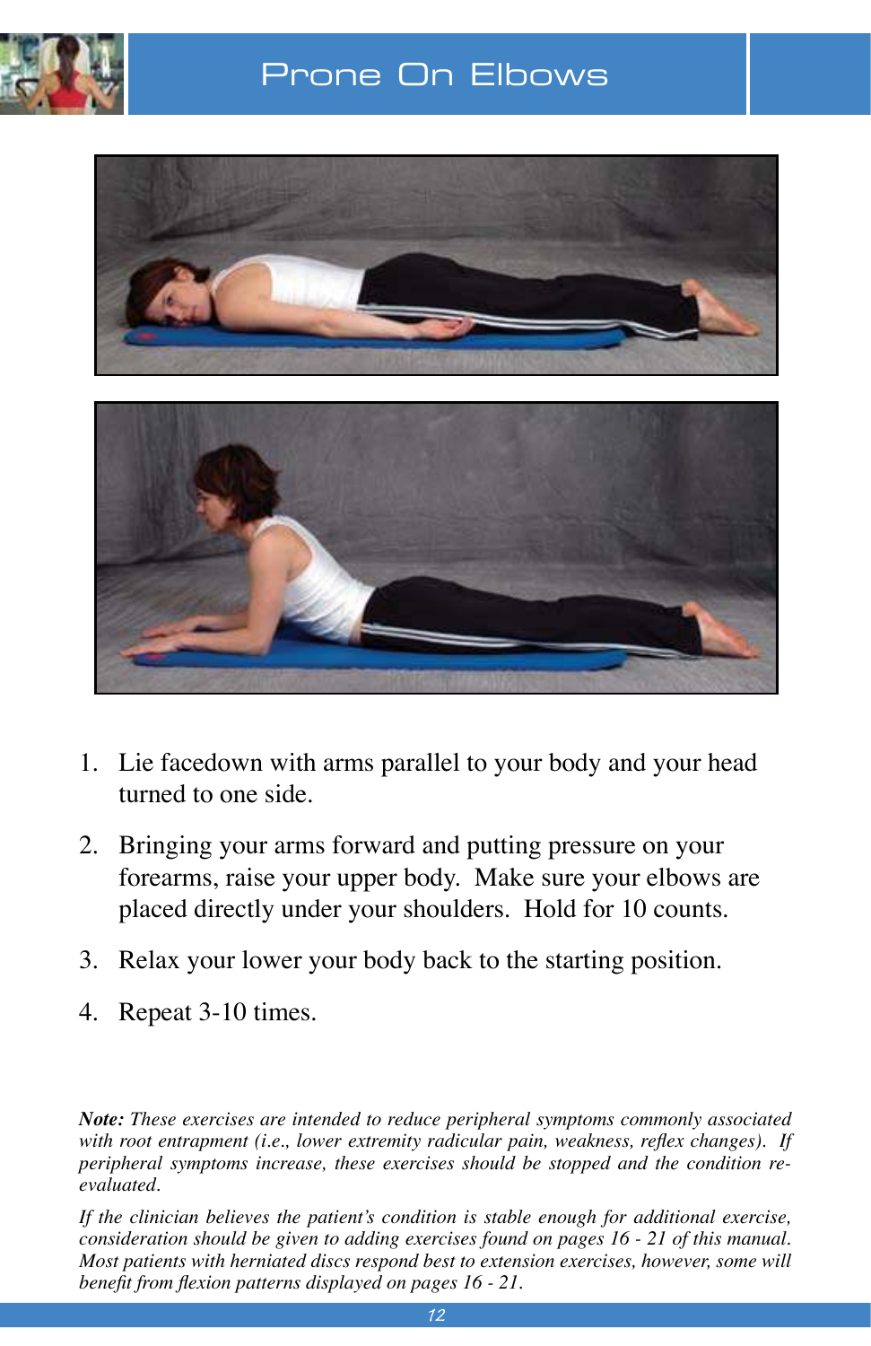# Prone On Elbows

1. Lie facedown with arms parallel to your body and your head turned to one side.
2. Bringing your arms forward and putting pressure on your forearms, raise your upper body. Make sure your elbows are placed directly under your shoulders. Hold for 10 counts.
3. Relax your lower your body back to the starting position.
4. Repeat 3-10 times.

***Note:*** *These exercises are intended to reduce peripheral symptoms commonly associated with root entrapment (i.e., lower extremity radicular pain, weakness, reflex changes). If peripheral symptoms increase, these exercises should be stopped and the condition re-evaluated.*

*If the clinician believes the patient's condition is stable enough for additional exercise, consideration should be given to adding exercises found on pages 16 - 21 of this manual. Most patients with herniated discs respond best to extension exercises, however, some will benefit from flexion patterns displayed on pages 16 - 21.*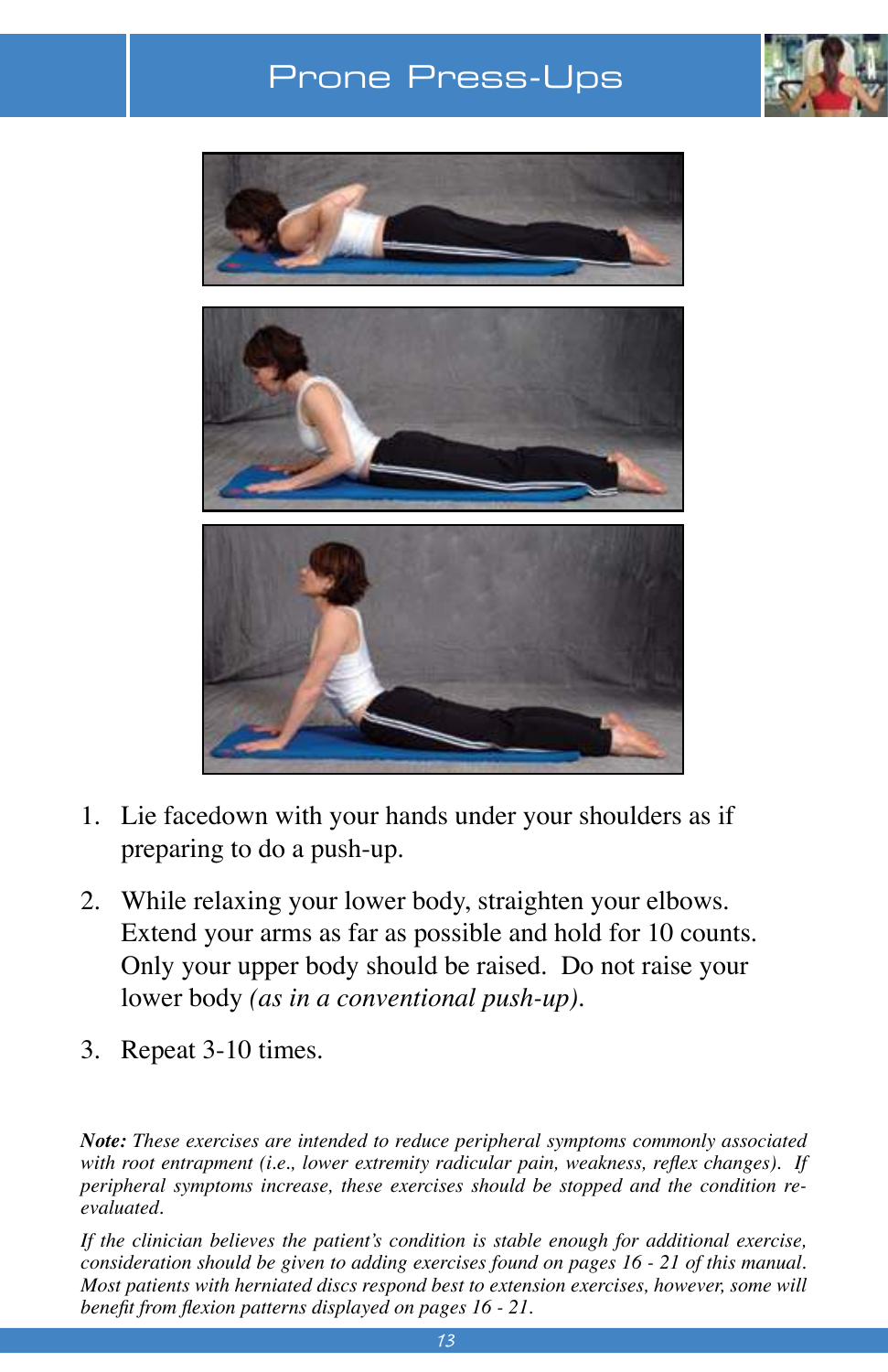# Prone Press-Ups

1. Lie facedown with your hands under your shoulders as if preparing to do a push-up.

2. While relaxing your lower body, straighten your elbows. Extend your arms as far as possible and hold for 10 counts. Only your upper body should be raised. Do not raise your lower body *(as in a conventional push-up)*.

3. Repeat 3-10 times.

***Note:*** *These exercises are intended to reduce peripheral symptoms commonly associated with root entrapment (i.e., lower extremity radicular pain, weakness, reflex changes). If peripheral symptoms increase, these exercises should be stopped and the condition re-evaluated.*

*If the clinician believes the patient's condition is stable enough for additional exercise, consideration should be given to adding exercises found on pages 16 - 21 of this manual. Most patients with herniated discs respond best to extension exercises, however, some will benefit from flexion patterns displayed on pages 16 - 21.*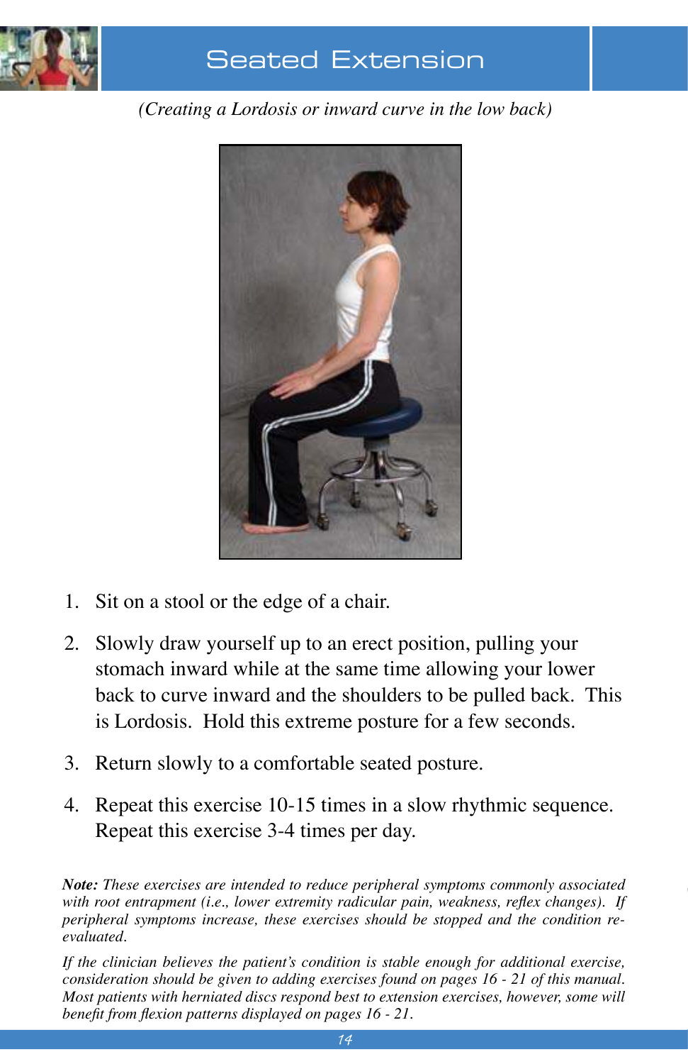# Seated Extension

*(Creating a Lordosis or inward curve in the low back)*

1. Sit on a stool or the edge of a chair.
2. Slowly draw yourself up to an erect position, pulling your stomach inward while at the same time allowing your lower back to curve inward and the shoulders to be pulled back. This is Lordosis. Hold this extreme posture for a few seconds.
3. Return slowly to a comfortable seated posture.
4. Repeat this exercise 10-15 times in a slow rhythmic sequence. Repeat this exercise 3-4 times per day.

***Note:*** *These exercises are intended to reduce peripheral symptoms commonly associated with root entrapment (i.e., lower extremity radicular pain, weakness, reflex changes). If peripheral symptoms increase, these exercises should be stopped and the condition re-evaluated.*

*If the clinician believes the patient's condition is stable enough for additional exercise, consideration should be given to adding exercises found on pages 16 - 21 of this manual. Most patients with herniated discs respond best to extension exercises, however, some will benefit from flexion patterns displayed on pages 16 - 21.*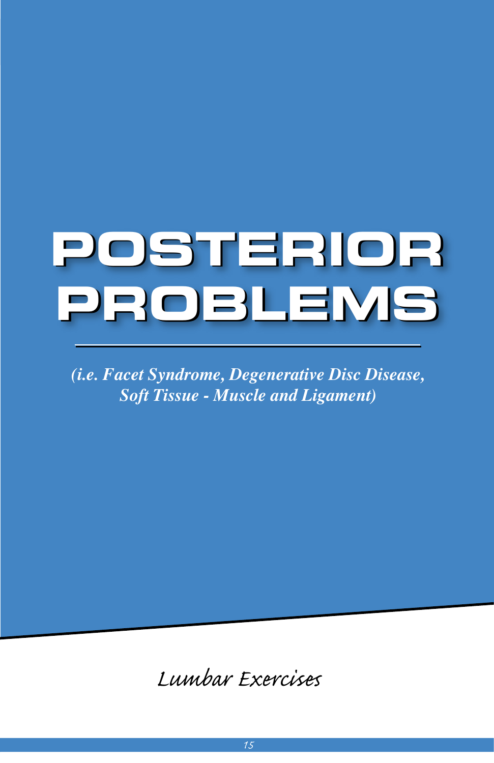# POSTERIOR PROBLEMS

***(i.e. Facet Syndrome, Degenerative Disc Disease, Soft Tissue - Muscle and Ligament)***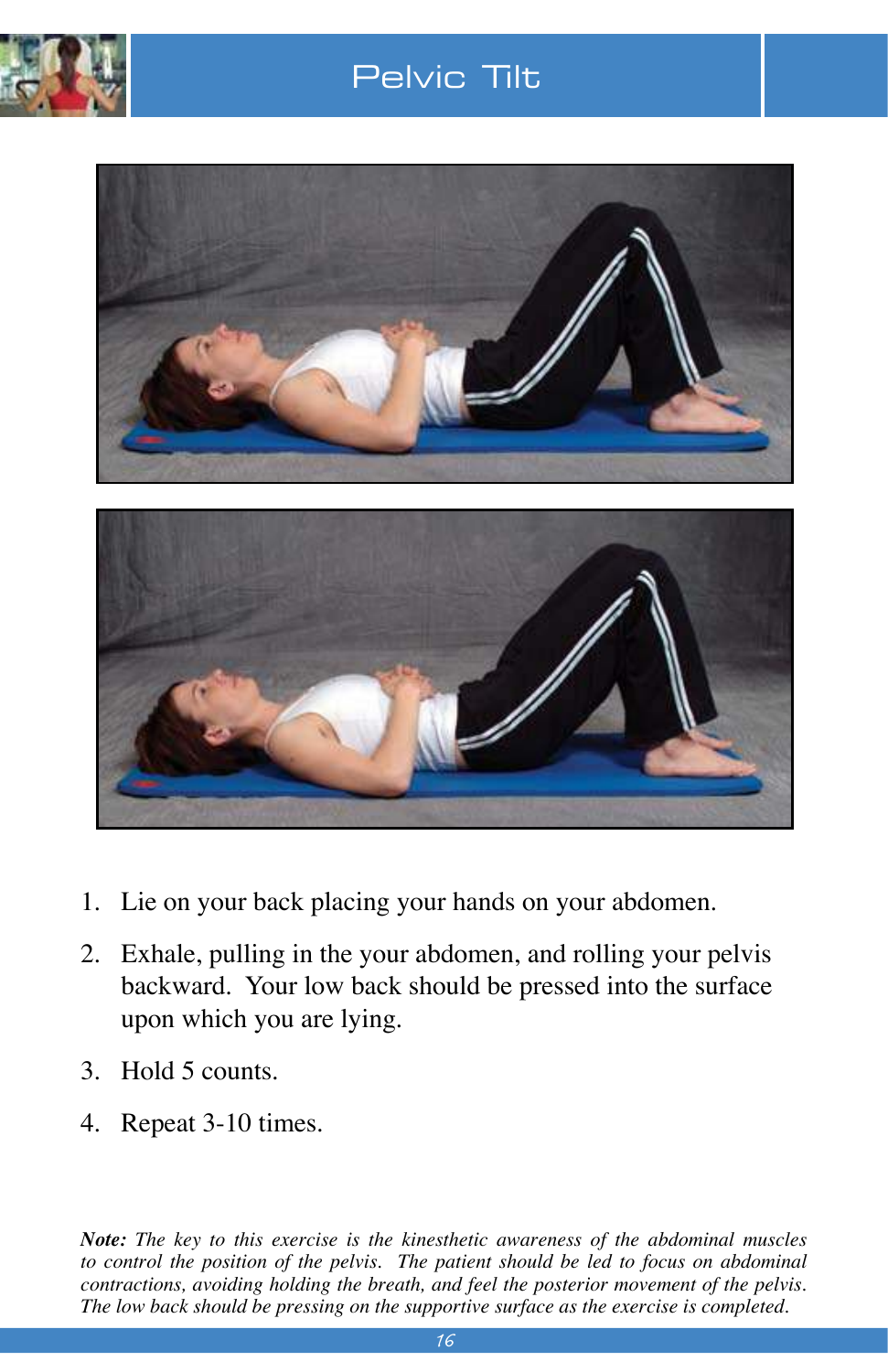# Pelvic Tilt

1. Lie on your back placing your hands on your abdomen.
2. Exhale, pulling in the your abdomen, and rolling your pelvis backward. Your low back should be pressed into the surface upon which you are lying.
3. Hold 5 counts.
4. Repeat 3-10 times.

***Note:*** *The key to this exercise is the kinesthetic awareness of the abdominal muscles to control the position of the pelvis. The patient should be led to focus on abdominal contractions, avoiding holding the breath, and feel the posterior movement of the pelvis. The low back should be pressing on the supportive surface as the exercise is completed.*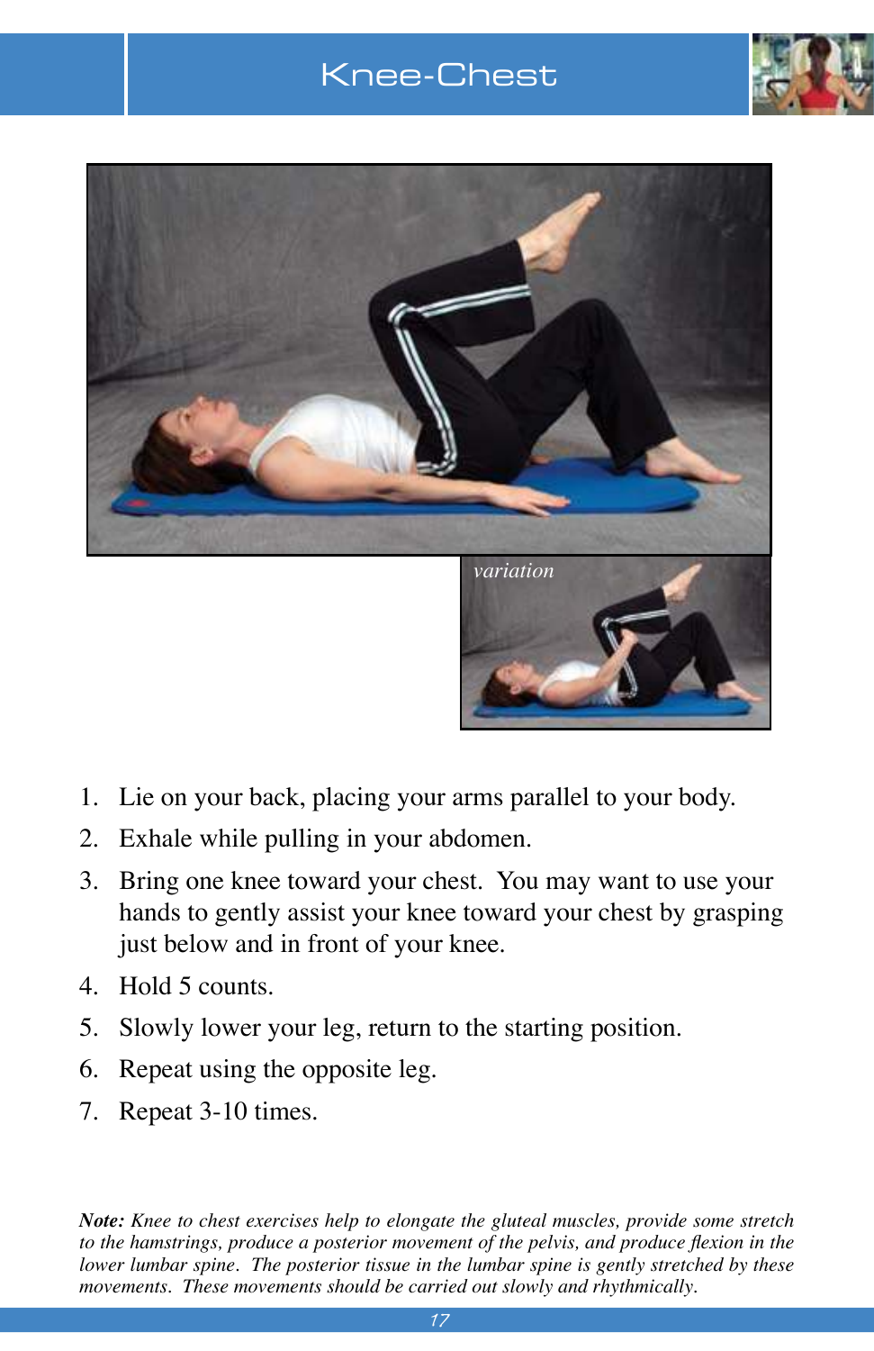# Knee-Chest

variation

1. Lie on your back, placing your arms parallel to your body.
2. Exhale while pulling in your abdomen.
3. Bring one knee toward your chest. You may want to use your hands to gently assist your knee toward your chest by grasping just below and in front of your knee.
4. Hold 5 counts.
5. Slowly lower your leg, return to the starting position.
6. Repeat using the opposite leg.
7. Repeat 3-10 times.

***Note:*** *Knee to chest exercises help to elongate the gluteal muscles, provide some stretch to the hamstrings, produce a posterior movement of the pelvis, and produce flexion in the lower lumbar spine. The posterior tissue in the lumbar spine is gently stretched by these movements. These movements should be carried out slowly and rhythmically.*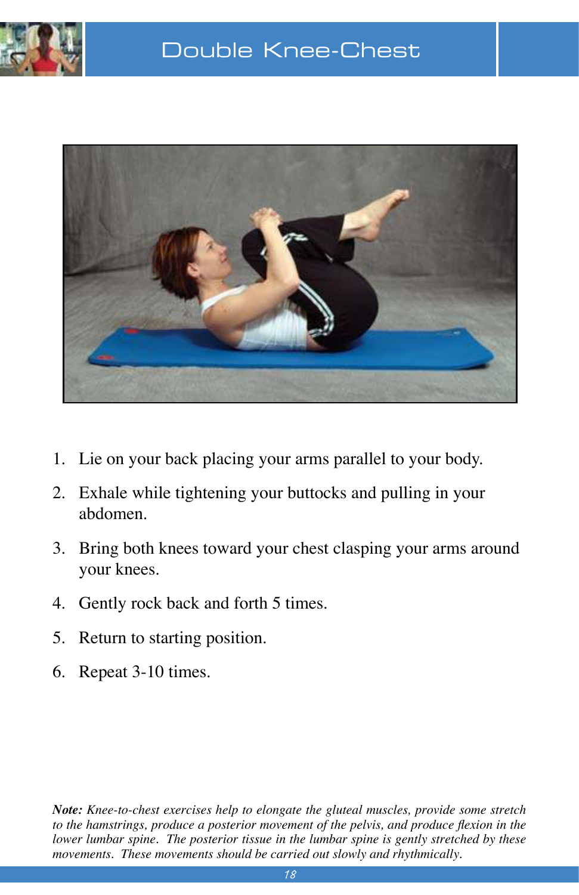# Double Knee-Chest

1. Lie on your back placing your arms parallel to your body.
2. Exhale while tightening your buttocks and pulling in your abdomen.
3. Bring both knees toward your chest clasping your arms around your knees.
4. Gently rock back and forth 5 times.
5. Return to starting position.
6. Repeat 3-10 times.

***Note:** Knee-to-chest exercises help to elongate the gluteal muscles, provide some stretch to the hamstrings, produce a posterior movement of the pelvis, and produce flexion in the lower lumbar spine. The posterior tissue in the lumbar spine is gently stretched by these movements. These movements should be carried out slowly and rhythmically.*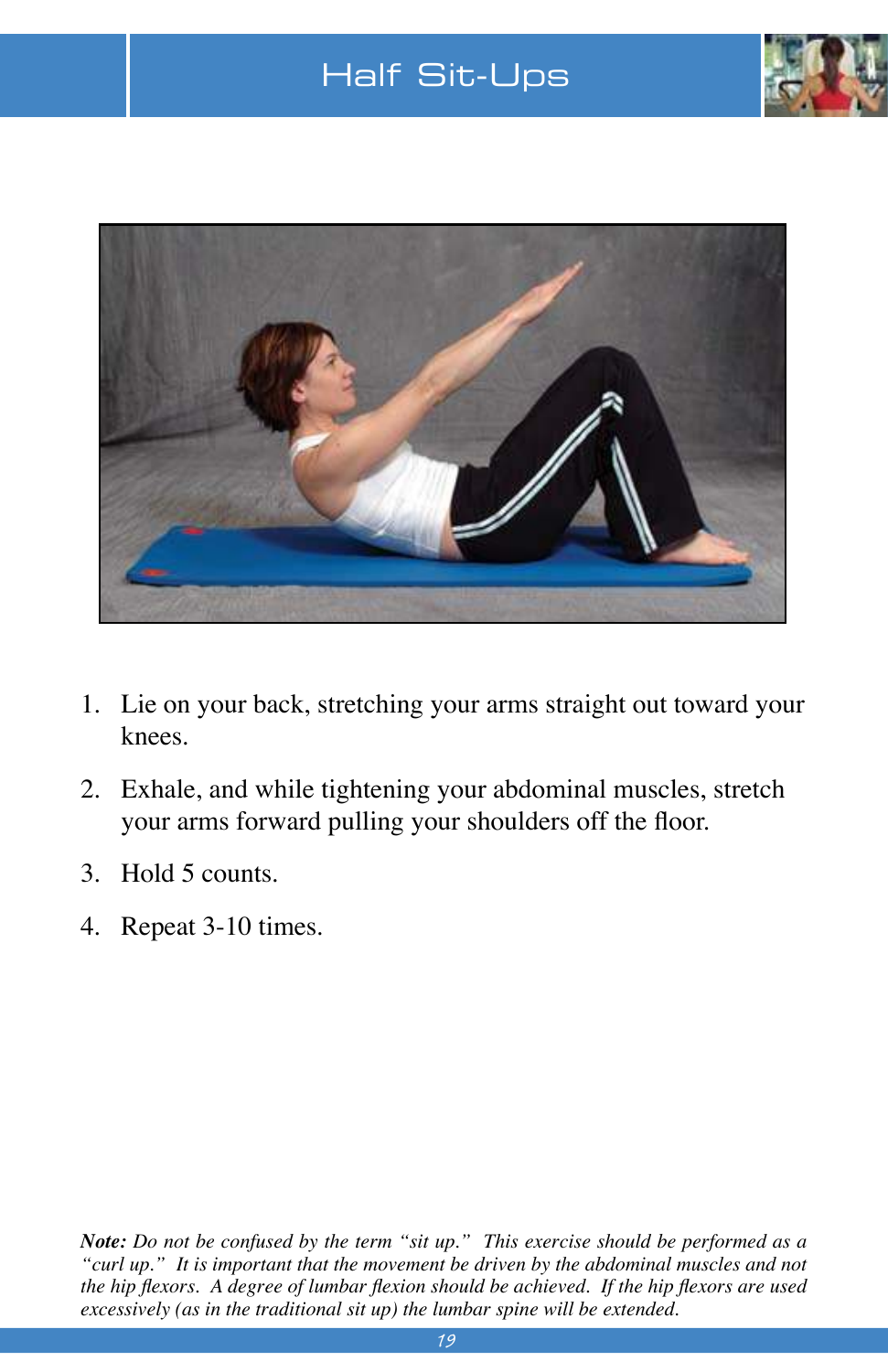# Half Sit-Ups

1. Lie on your back, stretching your arms straight out toward your knees.
2. Exhale, and while tightening your abdominal muscles, stretch your arms forward pulling your shoulders off the floor.
3. Hold 5 counts.
4. Repeat 3-10 times.

***Note:*** *Do not be confused by the term "sit up." This exercise should be performed as a "curl up." It is important that the movement be driven by the abdominal muscles and not the hip flexors. A degree of lumbar flexion should be achieved. If the hip flexors are used excessively (as in the traditional sit up) the lumbar spine will be extended.*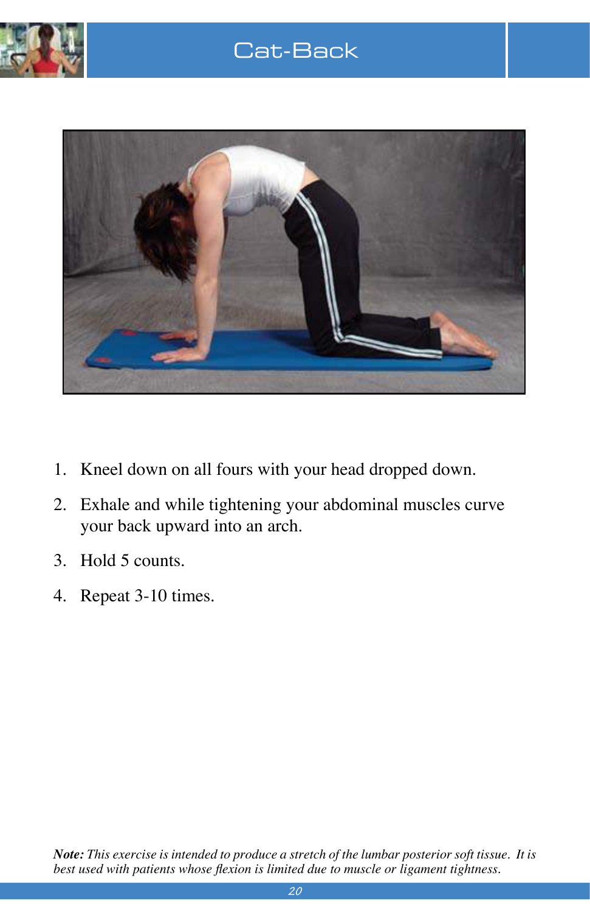# Cat-Back

1. Kneel down on all fours with your head dropped down.
2. Exhale and while tightening your abdominal muscles curve your back upward into an arch.
3. Hold 5 counts.
4. Repeat 3-10 times.

***Note:*** *This exercise is intended to produce a stretch of the lumbar posterior soft tissue. It is best used with patients whose flexion is limited due to muscle or ligament tightness.*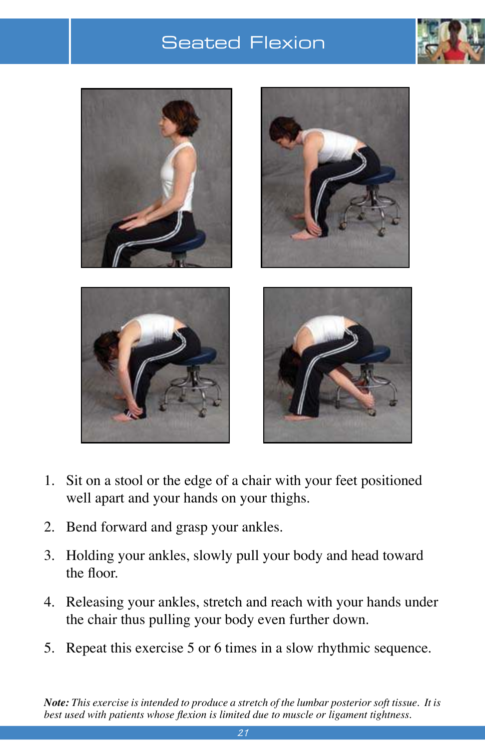# Seated Flexion

1. Sit on a stool or the edge of a chair with your feet positioned well apart and your hands on your thighs.

2. Bend forward and grasp your ankles.

3. Holding your ankles, slowly pull your body and head toward the floor.

4. Releasing your ankles, stretch and reach with your hands under the chair thus pulling your body even further down.

5. Repeat this exercise 5 or 6 times in a slow rhythmic sequence.

***Note:*** *This exercise is intended to produce a stretch of the lumbar posterior soft tissue. It is best used with patients whose flexion is limited due to muscle or ligament tightness.*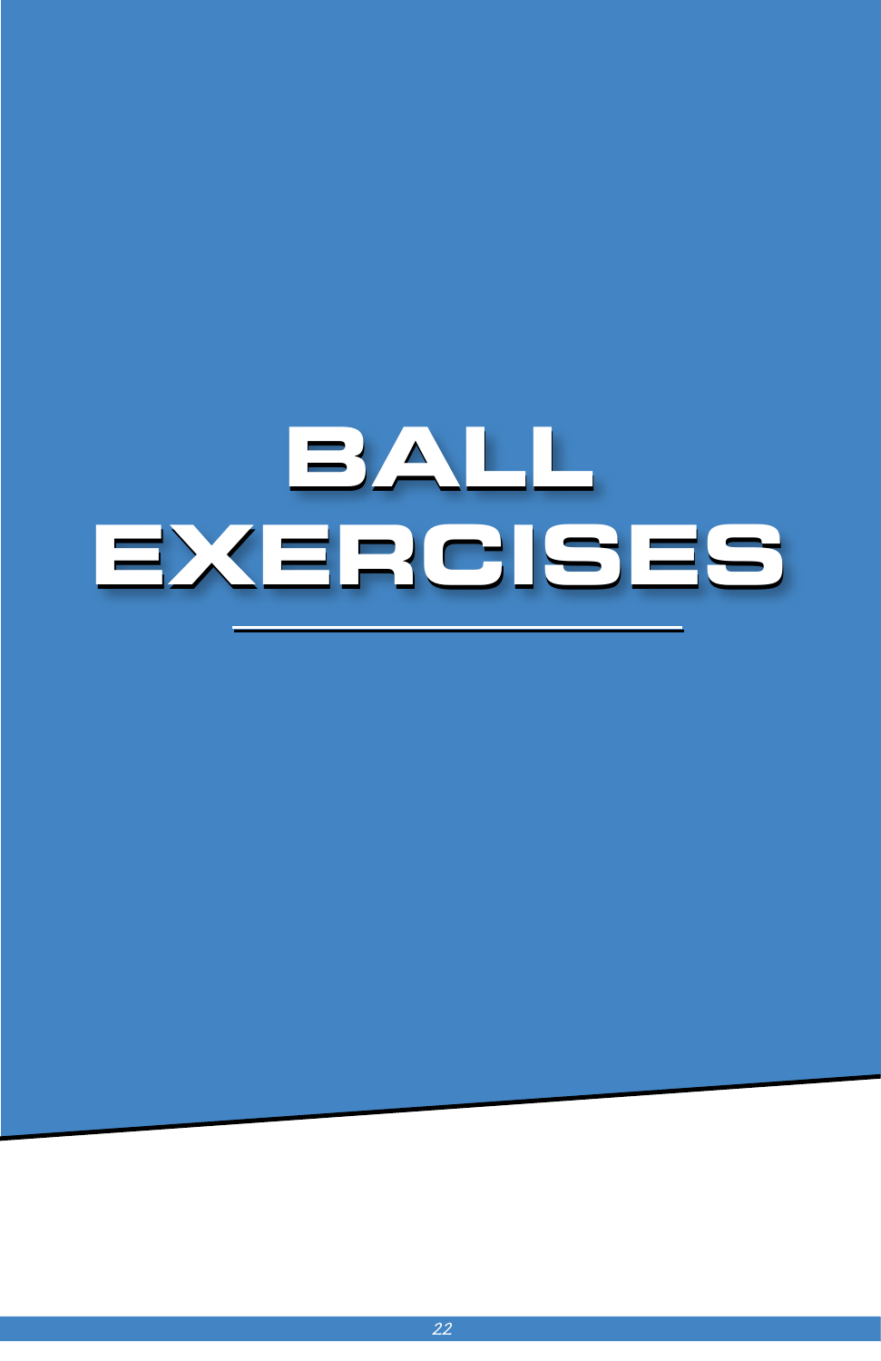# BALL EXERCISES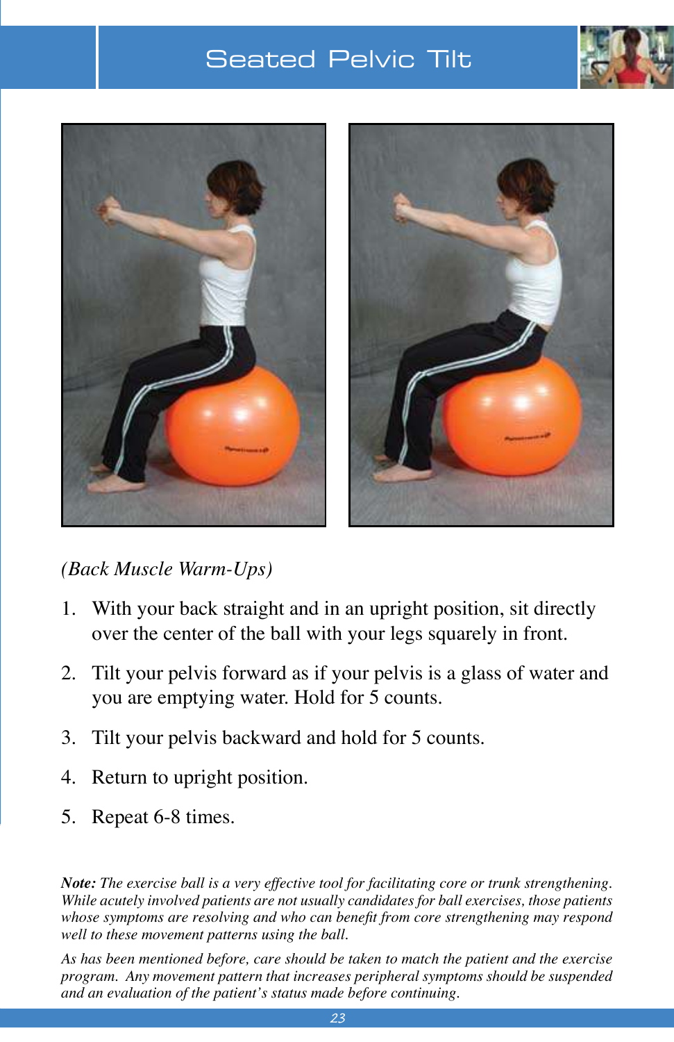# Seated Pelvic Tilt

*(Back Muscle Warm-Ups)*

1. With your back straight and in an upright position, sit directly over the center of the ball with your legs squarely in front.
2. Tilt your pelvis forward as if your pelvis is a glass of water and you are emptying water. Hold for 5 counts.
3. Tilt your pelvis backward and hold for 5 counts.
4. Return to upright position.
5. Repeat 6-8 times.

***Note:** The exercise ball is a very effective tool for facilitating core or trunk strengthening. While acutely involved patients are not usually candidates for ball exercises, those patients whose symptoms are resolving and who can benefit from core strengthening may respond well to these movement patterns using the ball.*

*As has been mentioned before, care should be taken to match the patient and the exercise program. Any movement pattern that increases peripheral symptoms should be suspended and an evaluation of the patient's status made before continuing.*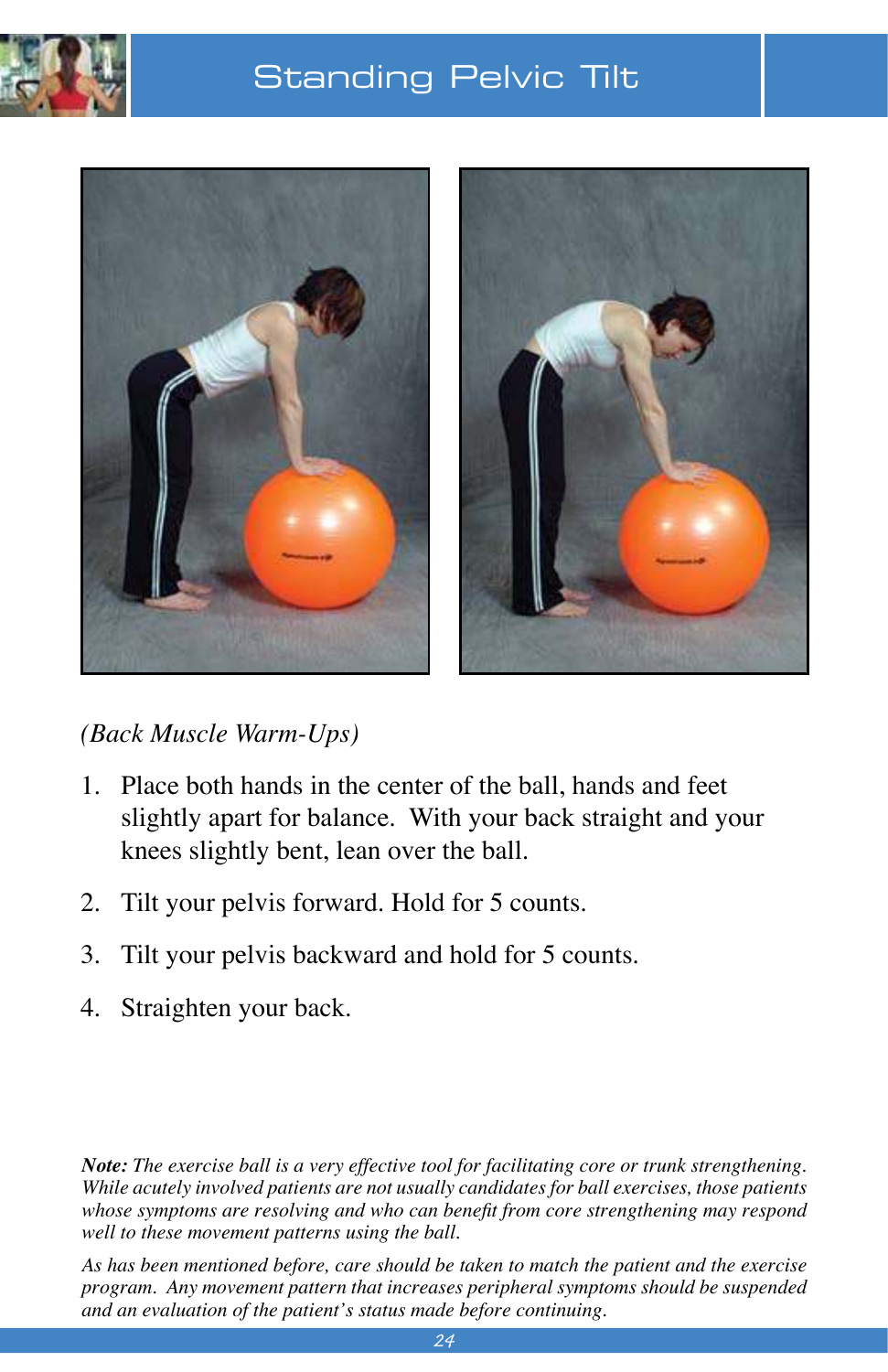# Standing Pelvic Tilt

*(Back Muscle Warm-Ups)*

1. Place both hands in the center of the ball, hands and feet slightly apart for balance. With your back straight and your knees slightly bent, lean over the ball.

2. Tilt your pelvis forward. Hold for 5 counts.

3. Tilt your pelvis backward and hold for 5 counts.

4. Straighten your back.

***Note:*** *The exercise ball is a very effective tool for facilitating core or trunk strengthening. While acutely involved patients are not usually candidates for ball exercises, those patients whose symptoms are resolving and who can benefit from core strengthening may respond well to these movement patterns using the ball.*

*As has been mentioned before, care should be taken to match the patient and the exercise program. Any movement pattern that increases peripheral symptoms should be suspended and an evaluation of the patient's status made before continuing.*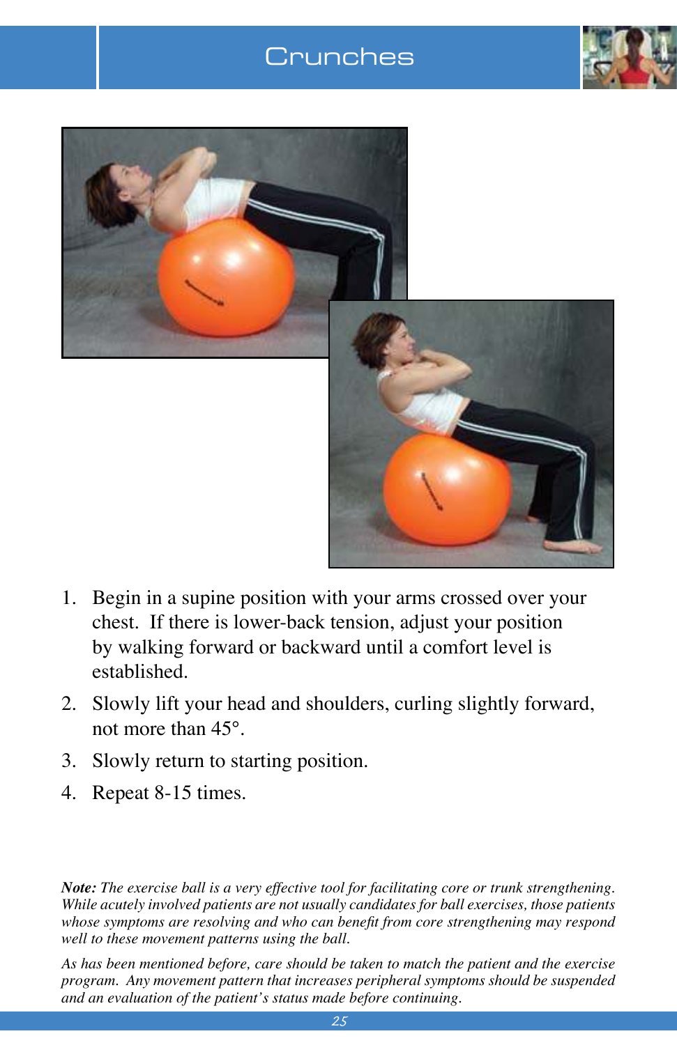# Crunches

1. Begin in a supine position with your arms crossed over your chest. If there is lower-back tension, adjust your position by walking forward or backward until a comfort level is established.
2. Slowly lift your head and shoulders, curling slightly forward, not more than 45°.
3. Slowly return to starting position.
4. Repeat 8-15 times.

***Note:*** *The exercise ball is a very effective tool for facilitating core or trunk strengthening. While acutely involved patients are not usually candidates for ball exercises, those patients whose symptoms are resolving and who can benefit from core strengthening may respond well to these movement patterns using the ball.*

*As has been mentioned before, care should be taken to match the patient and the exercise program. Any movement pattern that increases peripheral symptoms should be suspended and an evaluation of the patient's status made before continuing.*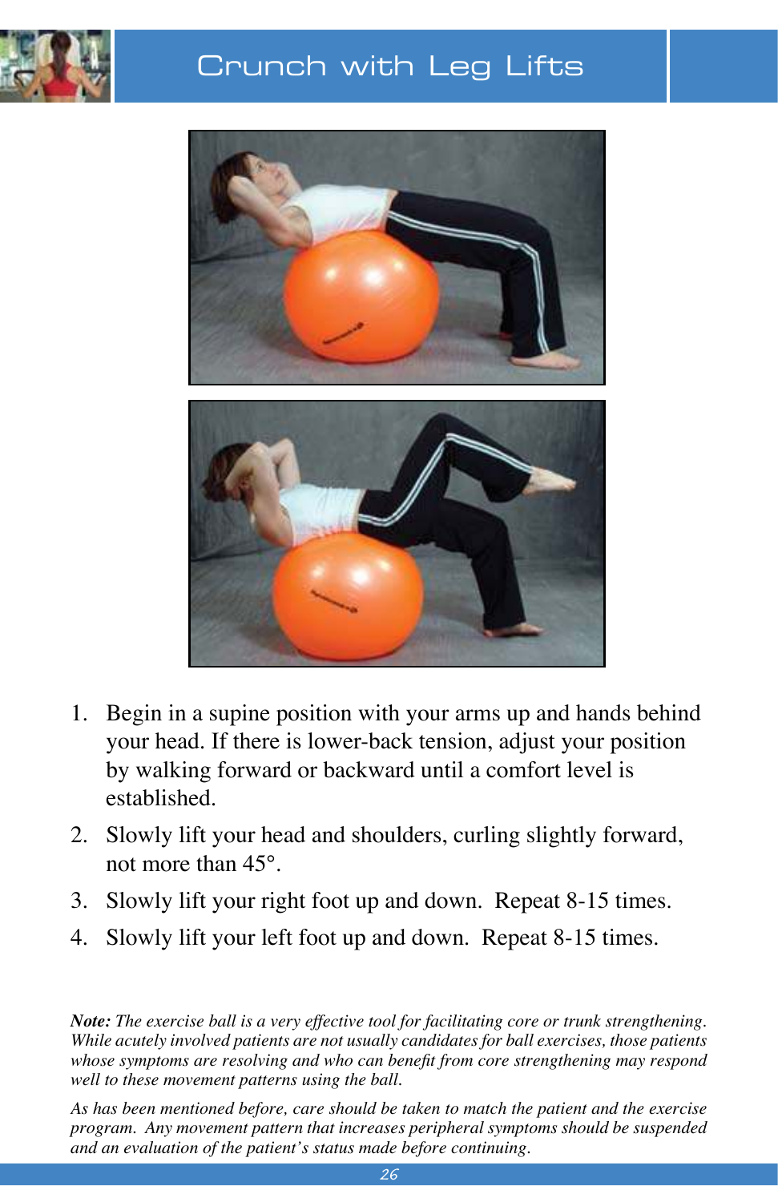# Crunch with Leg Lifts

1. Begin in a supine position with your arms up and hands behind your head. If there is lower-back tension, adjust your position by walking forward or backward until a comfort level is established.
2. Slowly lift your head and shoulders, curling slightly forward, not more than 45°.
3. Slowly lift your right foot up and down. Repeat 8-15 times.
4. Slowly lift your left foot up and down. Repeat 8-15 times.

***Note:*** *The exercise ball is a very effective tool for facilitating core or trunk strengthening. While acutely involved patients are not usually candidates for ball exercises, those patients whose symptoms are resolving and who can benefit from core strengthening may respond well to these movement patterns using the ball.*

*As has been mentioned before, care should be taken to match the patient and the exercise program. Any movement pattern that increases peripheral symptoms should be suspended and an evaluation of the patient's status made before continuing.*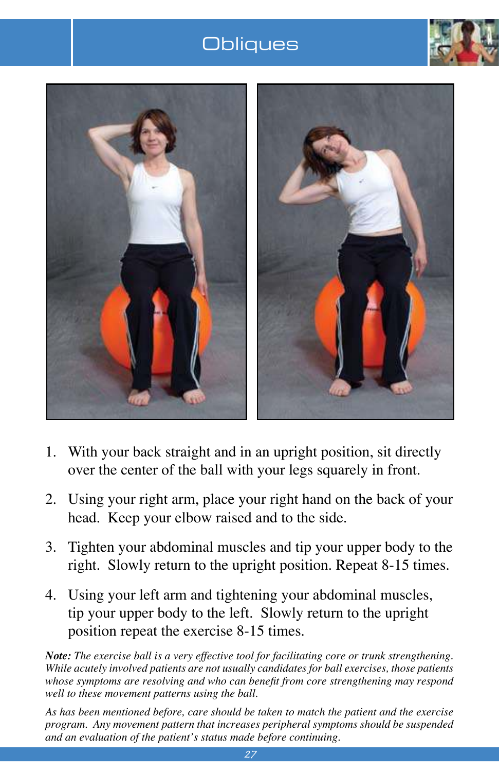# Obliques

1. With your back straight and in an upright position, sit directly over the center of the ball with your legs squarely in front.

2. Using your right arm, place your right hand on the back of your head. Keep your elbow raised and to the side.

3. Tighten your abdominal muscles and tip your upper body to the right. Slowly return to the upright position. Repeat 8-15 times.

4. Using your left arm and tightening your abdominal muscles, tip your upper body to the left. Slowly return to the upright position repeat the exercise 8-15 times.

***Note:*** *The exercise ball is a very effective tool for facilitating core or trunk strengthening. While acutely involved patients are not usually candidates for ball exercises, those patients whose symptoms are resolving and who can benefit from core strengthening may respond well to these movement patterns using the ball.*

*As has been mentioned before, care should be taken to match the patient and the exercise program. Any movement pattern that increases peripheral symptoms should be suspended and an evaluation of the patient's status made before continuing.*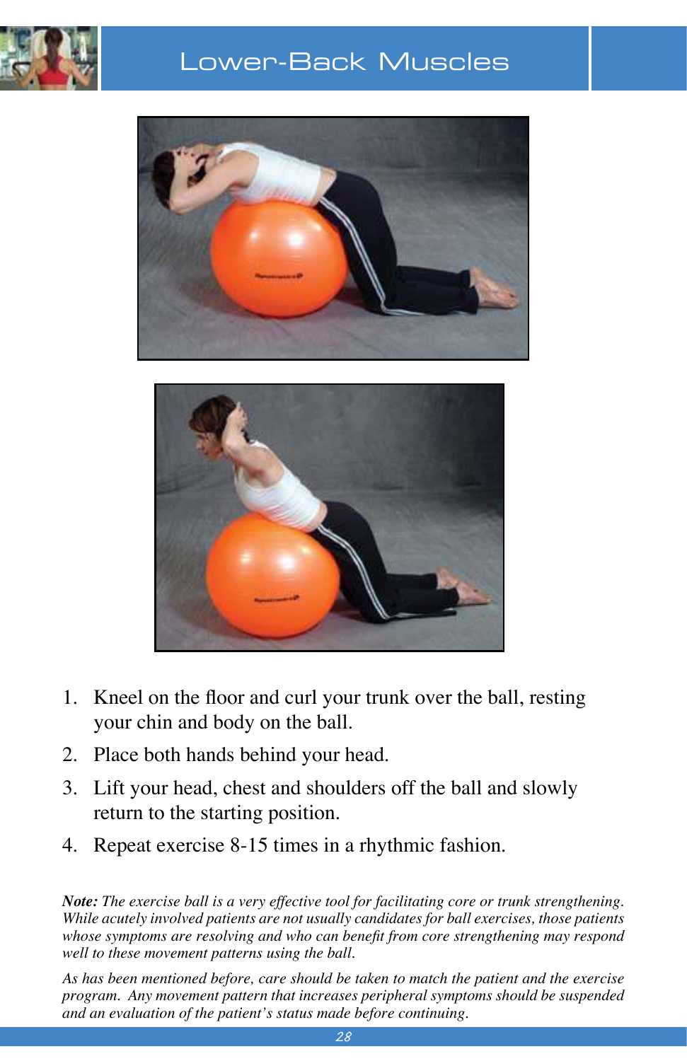# Lower-Back Muscles

1. Kneel on the floor and curl your trunk over the ball, resting your chin and body on the ball.
2. Place both hands behind your head.
3. Lift your head, chest and shoulders off the ball and slowly return to the starting position.
4. Repeat exercise 8-15 times in a rhythmic fashion.

***Note:*** *The exercise ball is a very effective tool for facilitating core or trunk strengthening. While acutely involved patients are not usually candidates for ball exercises, those patients whose symptoms are resolving and who can benefit from core strengthening may respond well to these movement patterns using the ball.*

*As has been mentioned before, care should be taken to match the patient and the exercise program. Any movement pattern that increases peripheral symptoms should be suspended and an evaluation of the patient's status made before continuing.*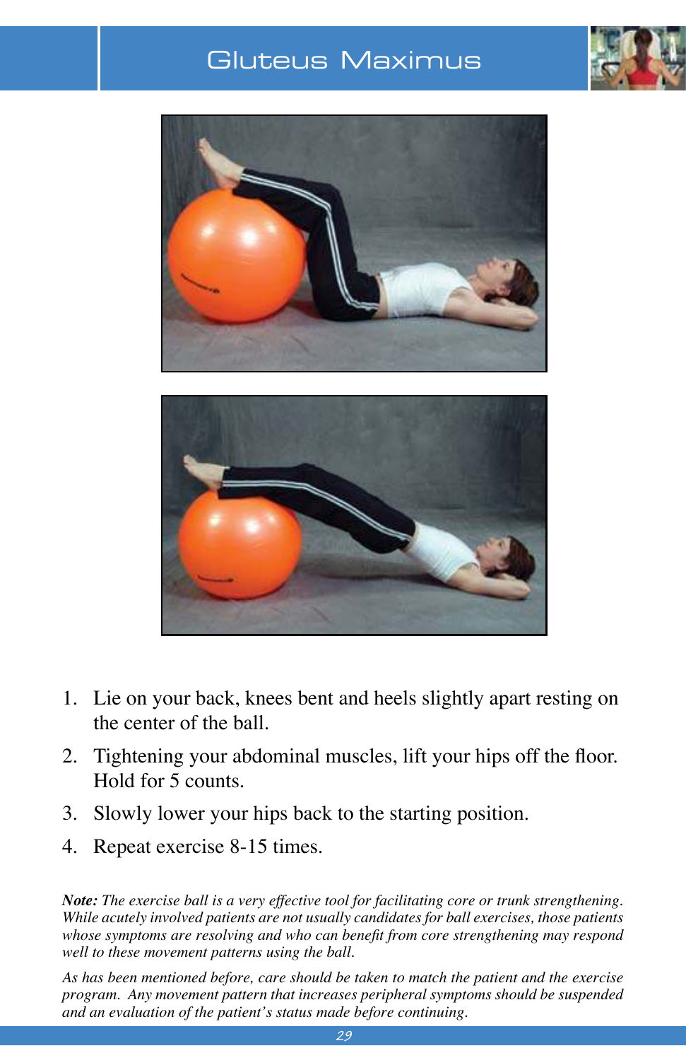# Gluteus Maximus

1. Lie on your back, knees bent and heels slightly apart resting on the center of the ball.
2. Tightening your abdominal muscles, lift your hips off the floor. Hold for 5 counts.
3. Slowly lower your hips back to the starting position.
4. Repeat exercise 8-15 times.

***Note:*** *The exercise ball is a very effective tool for facilitating core or trunk strengthening. While acutely involved patients are not usually candidates for ball exercises, those patients whose symptoms are resolving and who can benefit from core strengthening may respond well to these movement patterns using the ball.*

*As has been mentioned before, care should be taken to match the patient and the exercise program. Any movement pattern that increases peripheral symptoms should be suspended and an evaluation of the patient's status made before continuing.*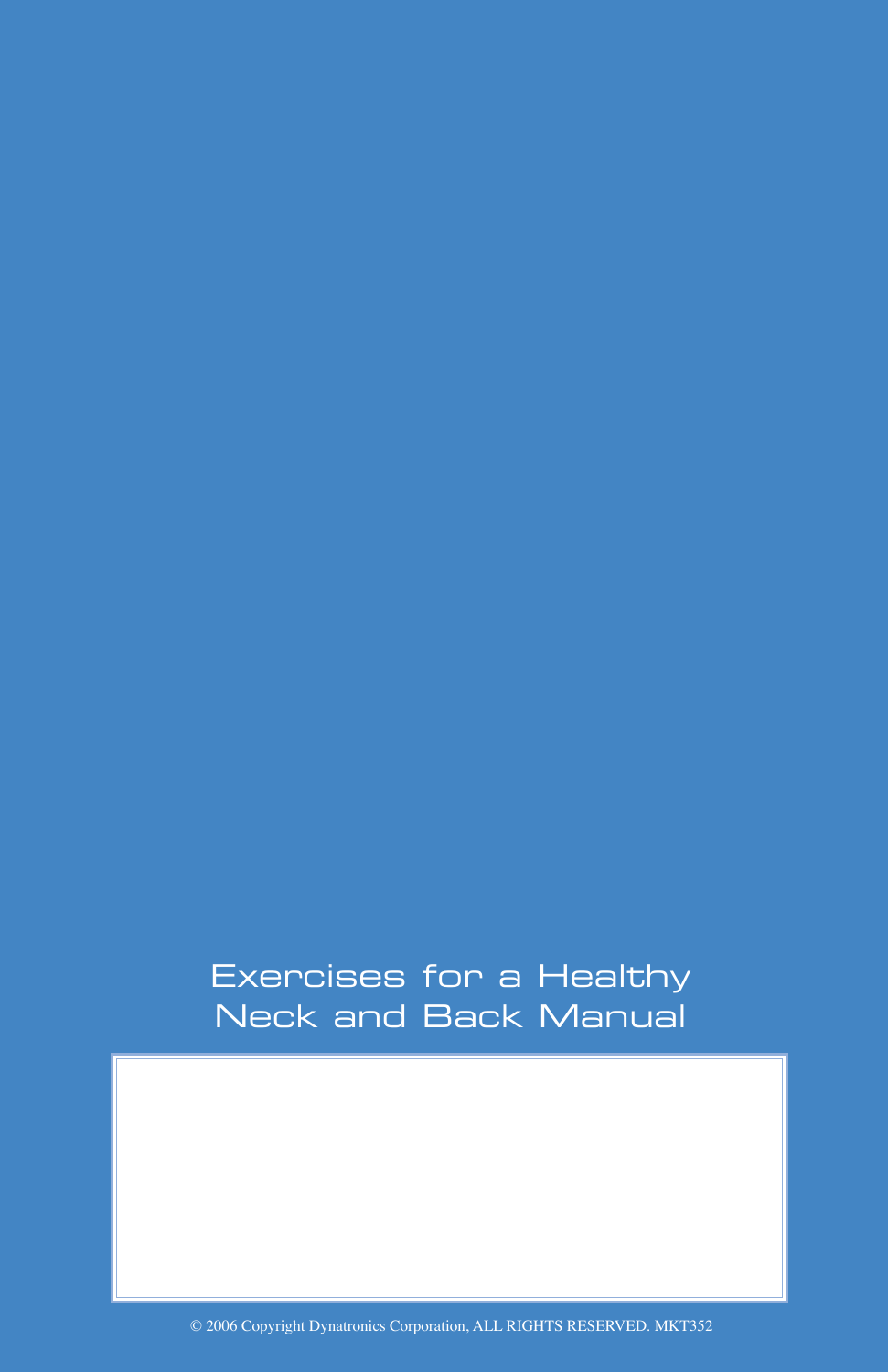# Exercises for a Healthy Neck and Back Manual

© 2006 Copyright Dynatronics Corporation, ALL RIGHTS RESERVED. MKT352